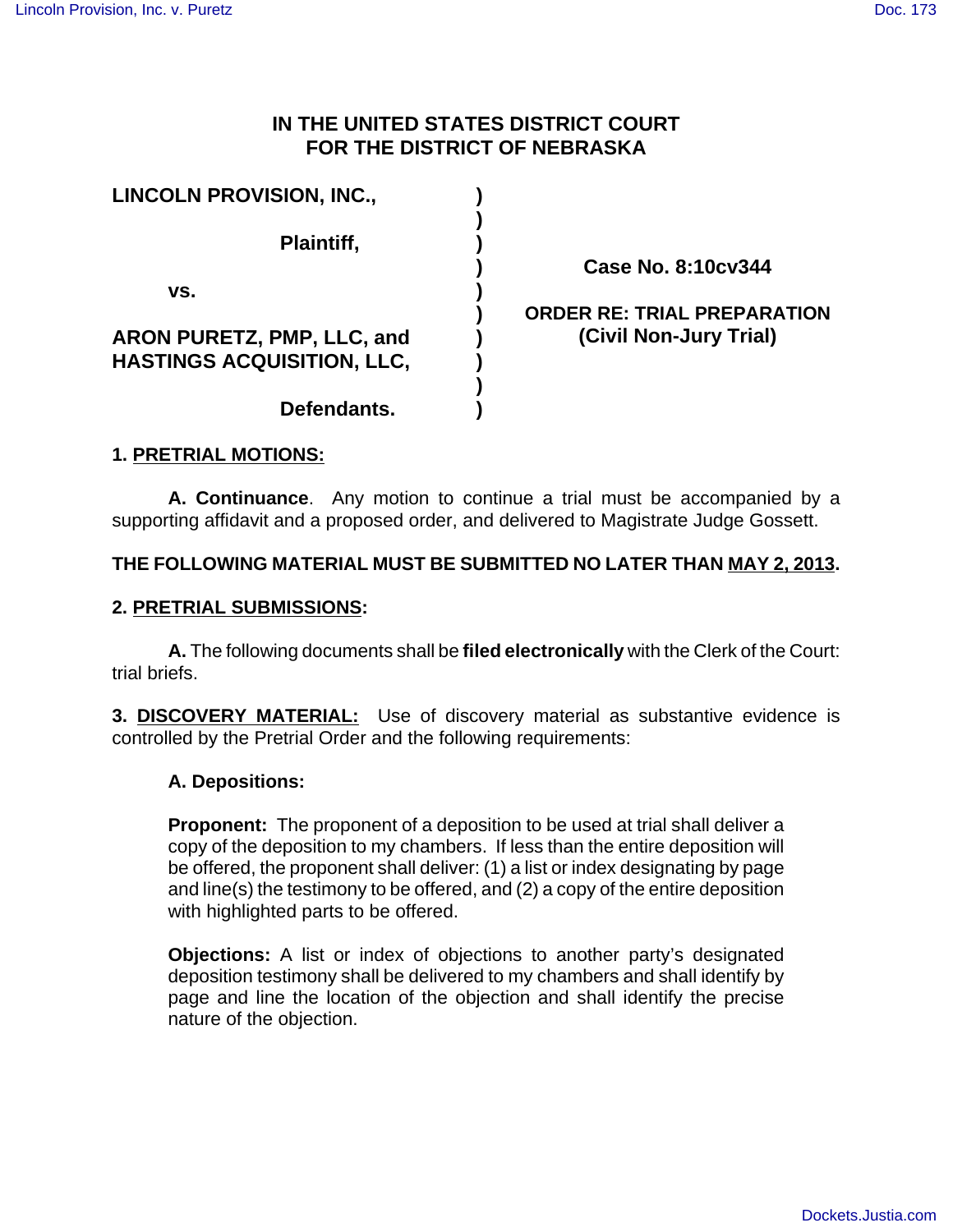# IN THE UNITED STATES DISTRICT COURT FOR THE DISTRICT OF NEBRASKA

| | | |
|---|---|---|
| **LINCOLN PROVISION, INC.,** | ) | |
| **Plaintiff,** | ) | **Case No. 8:10cv344** |
| **vs.** | ) | |
| **ARON PURETZ, PMP, LLC, and HASTINGS ACQUISITION, LLC,** | ) | **ORDER RE: TRIAL PREPARATION (Civil Non-Jury Trial)** |
| **Defendants.** | ) | |

**1. PRETRIAL MOTIONS:**

**A. Continuance**. Any motion to continue a trial must be accompanied by a supporting affidavit and a proposed order, and delivered to Magistrate Judge Gossett.

**THE FOLLOWING MATERIAL MUST BE SUBMITTED NO LATER THAN MAY 2, 2013.**

**2. PRETRIAL SUBMISSIONS:**

**A.** The following documents shall be **filed electronically** with the Clerk of the Court: trial briefs.

**3. DISCOVERY MATERIAL:** Use of discovery material as substantive evidence is controlled by the Pretrial Order and the following requirements:

**A. Depositions:**

**Proponent:** The proponent of a deposition to be used at trial shall deliver a copy of the deposition to my chambers. If less than the entire deposition will be offered, the proponent shall deliver: (1) a list or index designating by page and line(s) the testimony to be offered, and (2) a copy of the entire deposition with highlighted parts to be offered.

**Objections:** A list or index of objections to another party's designated deposition testimony shall be delivered to my chambers and shall identify by page and line the location of the objection and shall identify the precise nature of the objection.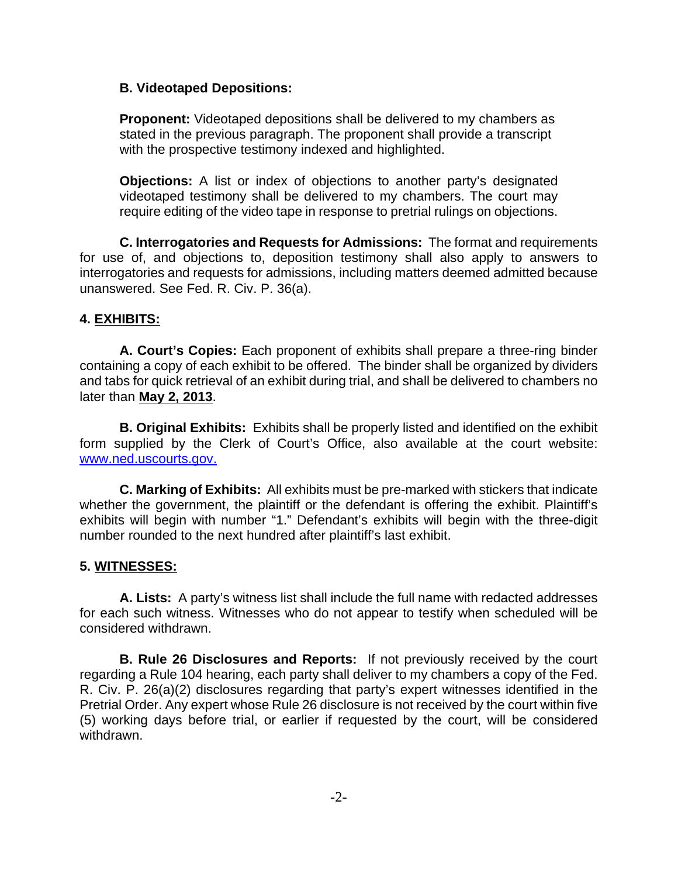**B. Videotaped Depositions:**

**Proponent:** Videotaped depositions shall be delivered to my chambers as stated in the previous paragraph. The proponent shall provide a transcript with the prospective testimony indexed and highlighted.

**Objections:** A list or index of objections to another party's designated videotaped testimony shall be delivered to my chambers. The court may require editing of the video tape in response to pretrial rulings on objections.

**C. Interrogatories and Requests for Admissions:** The format and requirements for use of, and objections to, deposition testimony shall also apply to answers to interrogatories and requests for admissions, including matters deemed admitted because unanswered. See Fed. R. Civ. P. 36(a).

**4. EXHIBITS:**

**A. Court's Copies:** Each proponent of exhibits shall prepare a three-ring binder containing a copy of each exhibit to be offered. The binder shall be organized by dividers and tabs for quick retrieval of an exhibit during trial, and shall be delivered to chambers no later than **May 2, 2013**.

**B. Original Exhibits:** Exhibits shall be properly listed and identified on the exhibit form supplied by the Clerk of Court's Office, also available at the court website: www.ned.uscourts.gov.

**C. Marking of Exhibits:** All exhibits must be pre-marked with stickers that indicate whether the government, the plaintiff or the defendant is offering the exhibit. Plaintiff's exhibits will begin with number "1." Defendant's exhibits will begin with the three-digit number rounded to the next hundred after plaintiff's last exhibit.

**5. WITNESSES:**

**A. Lists:** A party's witness list shall include the full name with redacted addresses for each such witness. Witnesses who do not appear to testify when scheduled will be considered withdrawn.

**B. Rule 26 Disclosures and Reports:** If not previously received by the court regarding a Rule 104 hearing, each party shall deliver to my chambers a copy of the Fed. R. Civ. P. 26(a)(2) disclosures regarding that party's expert witnesses identified in the Pretrial Order. Any expert whose Rule 26 disclosure is not received by the court within five (5) working days before trial, or earlier if requested by the court, will be considered withdrawn.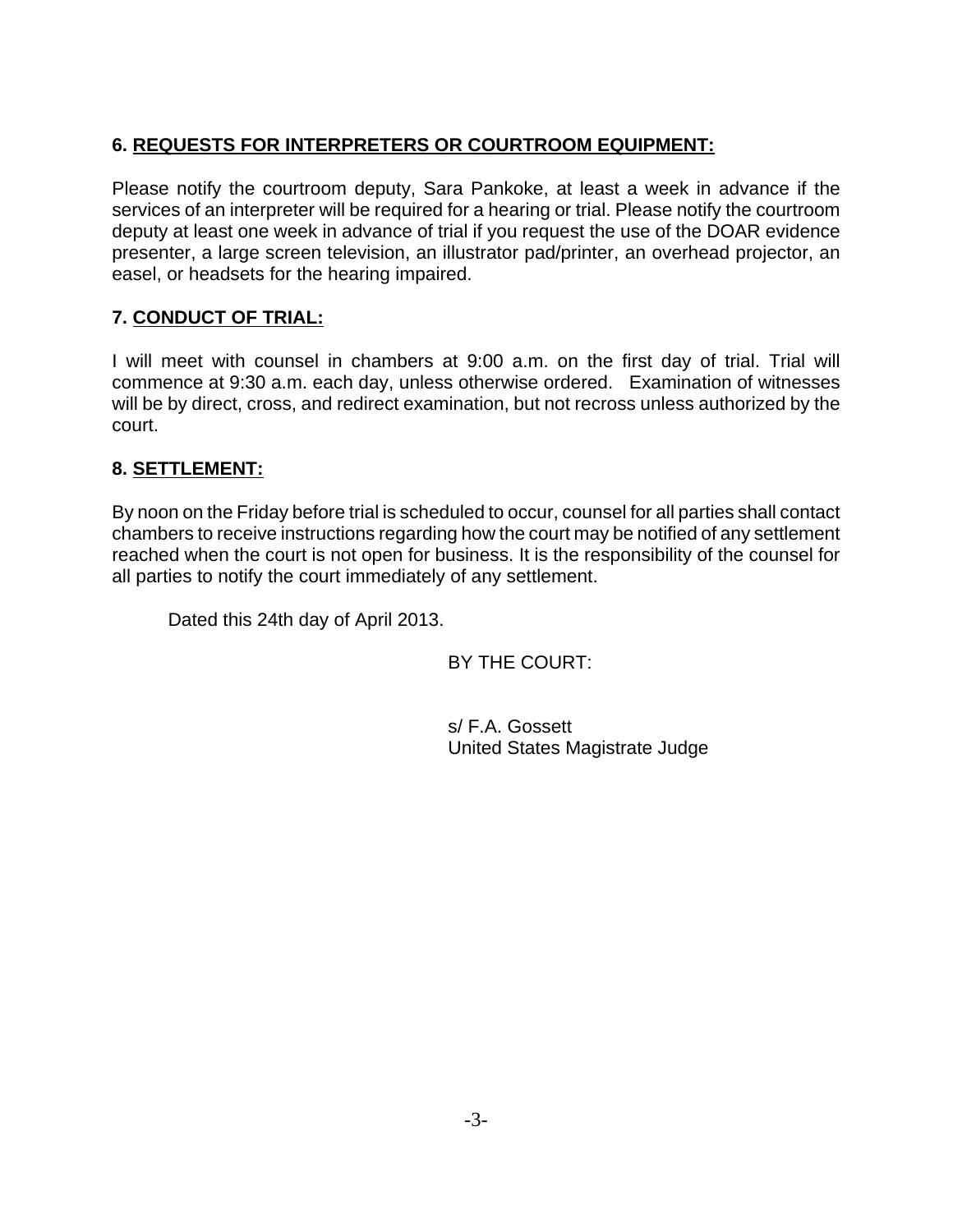**6. REQUESTS FOR INTERPRETERS OR COURTROOM EQUIPMENT:**

Please notify the courtroom deputy, Sara Pankoke, at least a week in advance if the services of an interpreter will be required for a hearing or trial. Please notify the courtroom deputy at least one week in advance of trial if you request the use of the DOAR evidence presenter, a large screen television, an illustrator pad/printer, an overhead projector, an easel, or headsets for the hearing impaired.

**7. CONDUCT OF TRIAL:**

I will meet with counsel in chambers at 9:00 a.m. on the first day of trial. Trial will commence at 9:30 a.m. each day, unless otherwise ordered. Examination of witnesses will be by direct, cross, and redirect examination, but not recross unless authorized by the court.

**8. SETTLEMENT:**

By noon on the Friday before trial is scheduled to occur, counsel for all parties shall contact chambers to receive instructions regarding how the court may be notified of any settlement reached when the court is not open for business. It is the responsibility of the counsel for all parties to notify the court immediately of any settlement.

Dated this 24th day of April 2013.

BY THE COURT:

s/ F.A. Gossett
United States Magistrate Judge